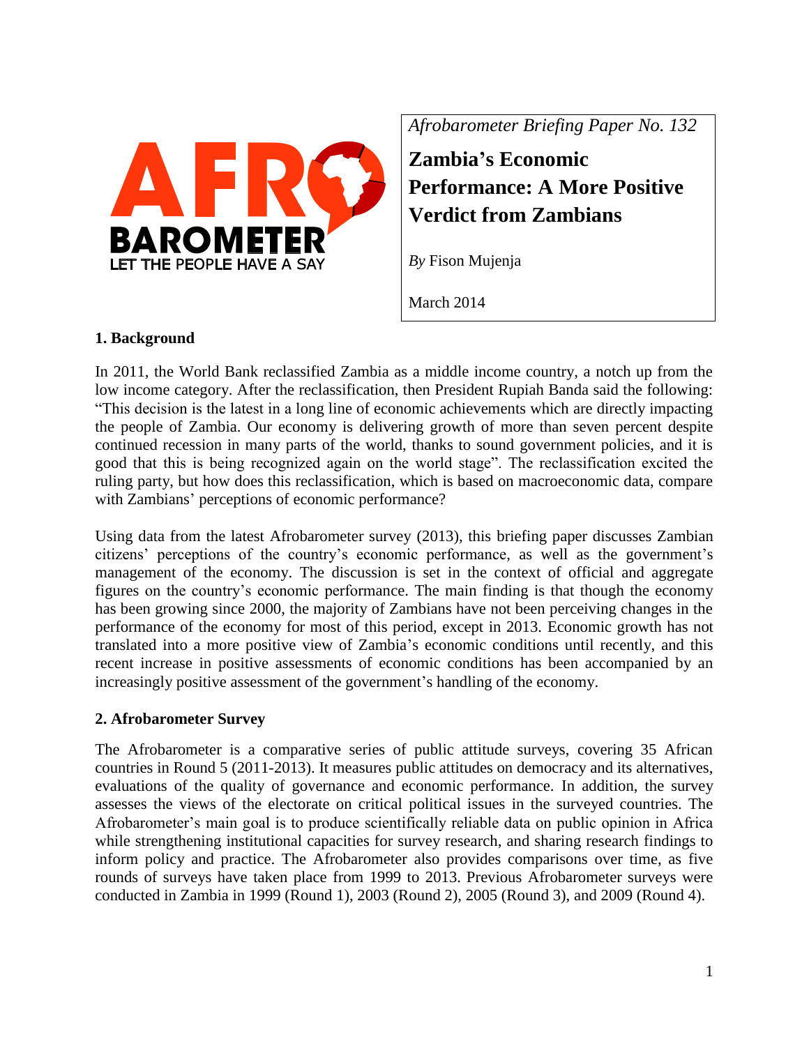*Afrobarometer Briefing Paper No. 132*

# Zambia's Economic Performance: A More Positive Verdict from Zambians

*By* Fison Mujenja

March 2014

## 1. Background

In 2011, the World Bank reclassified Zambia as a middle income country, a notch up from the low income category. After the reclassification, then President Rupiah Banda said the following: "This decision is the latest in a long line of economic achievements which are directly impacting the people of Zambia. Our economy is delivering growth of more than seven percent despite continued recession in many parts of the world, thanks to sound government policies, and it is good that this is being recognized again on the world stage". The reclassification excited the ruling party, but how does this reclassification, which is based on macroeconomic data, compare with Zambians' perceptions of economic performance?

Using data from the latest Afrobarometer survey (2013), this briefing paper discusses Zambian citizens' perceptions of the country's economic performance, as well as the government's management of the economy. The discussion is set in the context of official and aggregate figures on the country's economic performance. The main finding is that though the economy has been growing since 2000, the majority of Zambians have not been perceiving changes in the performance of the economy for most of this period, except in 2013. Economic growth has not translated into a more positive view of Zambia's economic conditions until recently, and this recent increase in positive assessments of economic conditions has been accompanied by an increasingly positive assessment of the government's handling of the economy.

## 2. Afrobarometer Survey

The Afrobarometer is a comparative series of public attitude surveys, covering 35 African countries in Round 5 (2011-2013). It measures public attitudes on democracy and its alternatives, evaluations of the quality of governance and economic performance. In addition, the survey assesses the views of the electorate on critical political issues in the surveyed countries. The Afrobarometer's main goal is to produce scientifically reliable data on public opinion in Africa while strengthening institutional capacities for survey research, and sharing research findings to inform policy and practice. The Afrobarometer also provides comparisons over time, as five rounds of surveys have taken place from 1999 to 2013. Previous Afrobarometer surveys were conducted in Zambia in 1999 (Round 1), 2003 (Round 2), 2005 (Round 3), and 2009 (Round 4).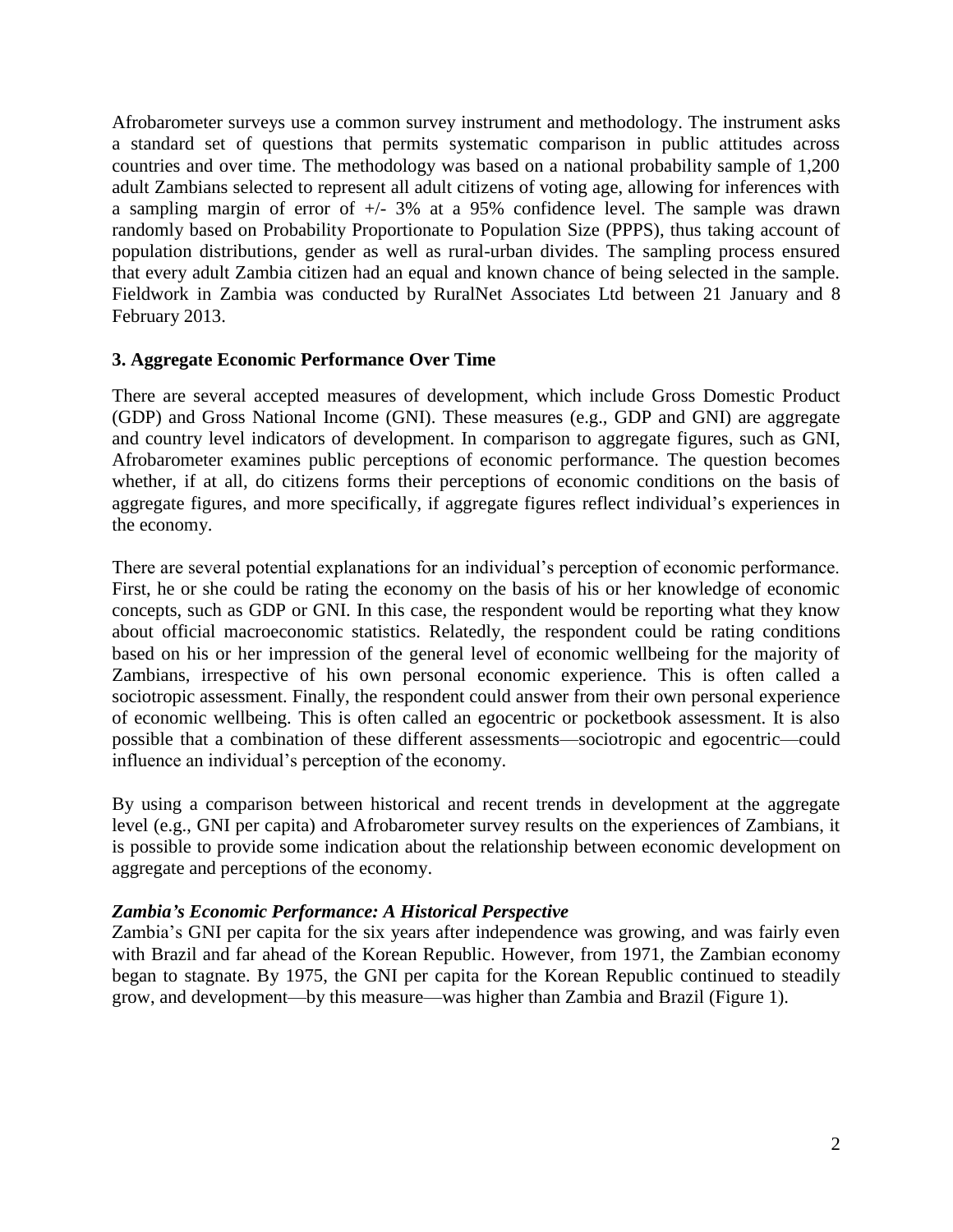Afrobarometer surveys use a common survey instrument and methodology. The instrument asks a standard set of questions that permits systematic comparison in public attitudes across countries and over time. The methodology was based on a national probability sample of 1,200 adult Zambians selected to represent all adult citizens of voting age, allowing for inferences with a sampling margin of error of +/- 3% at a 95% confidence level. The sample was drawn randomly based on Probability Proportionate to Population Size (PPPS), thus taking account of population distributions, gender as well as rural-urban divides. The sampling process ensured that every adult Zambia citizen had an equal and known chance of being selected in the sample. Fieldwork in Zambia was conducted by RuralNet Associates Ltd between 21 January and 8 February 2013.

## 3. Aggregate Economic Performance Over Time

There are several accepted measures of development, which include Gross Domestic Product (GDP) and Gross National Income (GNI). These measures (e.g., GDP and GNI) are aggregate and country level indicators of development. In comparison to aggregate figures, such as GNI, Afrobarometer examines public perceptions of economic performance. The question becomes whether, if at all, do citizens forms their perceptions of economic conditions on the basis of aggregate figures, and more specifically, if aggregate figures reflect individual's experiences in the economy.

There are several potential explanations for an individual's perception of economic performance. First, he or she could be rating the economy on the basis of his or her knowledge of economic concepts, such as GDP or GNI. In this case, the respondent would be reporting what they know about official macroeconomic statistics. Relatedly, the respondent could be rating conditions based on his or her impression of the general level of economic wellbeing for the majority of Zambians, irrespective of his own personal economic experience. This is often called a sociotropic assessment. Finally, the respondent could answer from their own personal experience of economic wellbeing. This is often called an egocentric or pocketbook assessment. It is also possible that a combination of these different assessments—sociotropic and egocentric—could influence an individual's perception of the economy.

By using a comparison between historical and recent trends in development at the aggregate level (e.g., GNI per capita) and Afrobarometer survey results on the experiences of Zambians, it is possible to provide some indication about the relationship between economic development on aggregate and perceptions of the economy.

### *Zambia's Economic Performance: A Historical Perspective*

Zambia's GNI per capita for the six years after independence was growing, and was fairly even with Brazil and far ahead of the Korean Republic. However, from 1971, the Zambian economy began to stagnate. By 1975, the GNI per capita for the Korean Republic continued to steadily grow, and development—by this measure—was higher than Zambia and Brazil (Figure 1).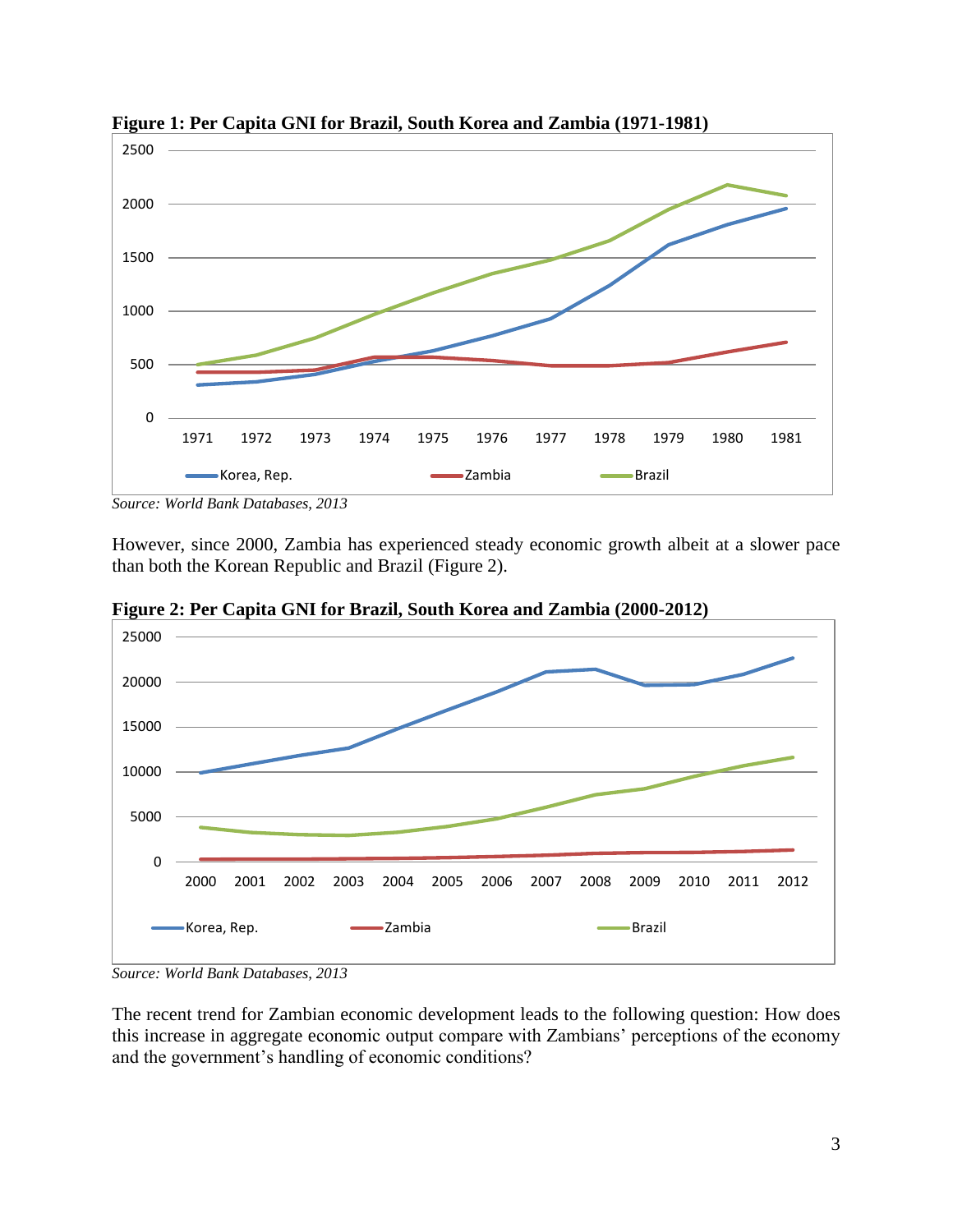**Figure 1: Per Capita GNI for Brazil, South Korea and Zambia (1971-1981)**

*Source: World Bank Databases, 2013*

However, since 2000, Zambia has experienced steady economic growth albeit at a slower pace than both the Korean Republic and Brazil (Figure 2).

**Figure 2: Per Capita GNI for Brazil, South Korea and Zambia (2000-2012)**

*Source: World Bank Databases, 2013*

The recent trend for Zambian economic development leads to the following question: How does this increase in aggregate economic output compare with Zambians' perceptions of the economy and the government's handling of economic conditions?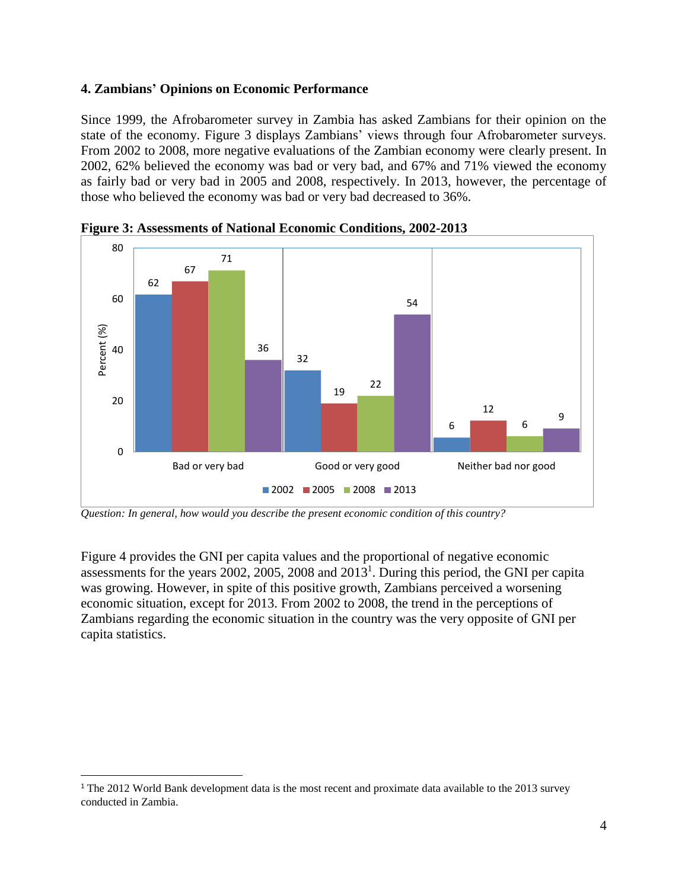## 4. Zambians' Opinions on Economic Performance

Since 1999, the Afrobarometer survey in Zambia has asked Zambians for their opinion on the state of the economy. Figure 3 displays Zambians' views through four Afrobarometer surveys. From 2002 to 2008, more negative evaluations of the Zambian economy were clearly present. In 2002, 62% believed the economy was bad or very bad, and 67% and 71% viewed the economy as fairly bad or very bad in 2005 and 2008, respectively. In 2013, however, the percentage of those who believed the economy was bad or very bad decreased to 36%.

**Figure 3: Assessments of National Economic Conditions, 2002-2013**

| Percent (%) | 2002 | 2005 | 2008 | 2013 |
|---|---|---|---|---|
| Bad or very bad | 62 | 67 | 71 | 36 |
| Good or very good | 32 | 19 | 22 | 54 |
| Neither bad nor good | 6 | 12 | 6 | 9 |

*Question: In general, how would you describe the present economic condition of this country?*

Figure 4 provides the GNI per capita values and the proportional of negative economic assessments for the years 2002, 2005, 2008 and 2013[1]. During this period, the GNI per capita was growing. However, in spite of this positive growth, Zambians perceived a worsening economic situation, except for 2013. From 2002 to 2008, the trend in the perceptions of Zambians regarding the economic situation in the country was the very opposite of GNI per capita statistics.

[1] The 2012 World Bank development data is the most recent and proximate data available to the 2013 survey conducted in Zambia.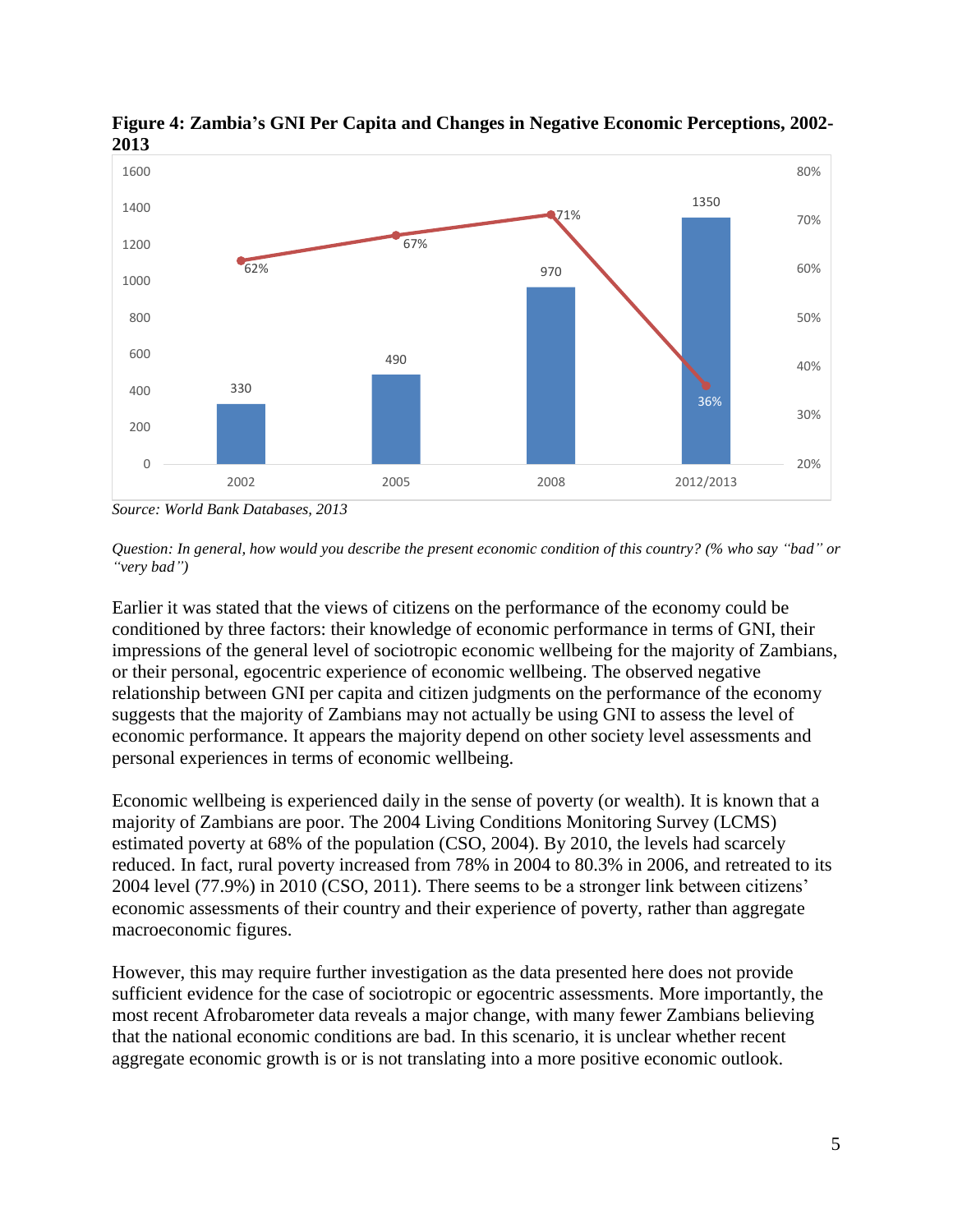**Figure 4: Zambia's GNI Per Capita and Changes in Negative Economic Perceptions, 2002-2013**

| Year | GNI Per Capita | % who say "bad" or "very bad" |
|---|---|---|
| 2002 | 330 | 62% |
| 2005 | 490 | 67% |
| 2008 | 970 | 71% |
| 2012/2013 | 1350 | 36% |

*Source: World Bank Databases, 2013*

*Question: In general, how would you describe the present economic condition of this country? (% who say "bad" or "very bad")*

Earlier it was stated that the views of citizens on the performance of the economy could be conditioned by three factors: their knowledge of economic performance in terms of GNI, their impressions of the general level of sociotropic economic wellbeing for the majority of Zambians, or their personal, egocentric experience of economic wellbeing. The observed negative relationship between GNI per capita and citizen judgments on the performance of the economy suggests that the majority of Zambians may not actually be using GNI to assess the level of economic performance. It appears the majority depend on other society level assessments and personal experiences in terms of economic wellbeing.

Economic wellbeing is experienced daily in the sense of poverty (or wealth). It is known that a majority of Zambians are poor. The 2004 Living Conditions Monitoring Survey (LCMS) estimated poverty at 68% of the population (CSO, 2004). By 2010, the levels had scarcely reduced. In fact, rural poverty increased from 78% in 2004 to 80.3% in 2006, and retreated to its 2004 level (77.9%) in 2010 (CSO, 2011). There seems to be a stronger link between citizens' economic assessments of their country and their experience of poverty, rather than aggregate macroeconomic figures.

However, this may require further investigation as the data presented here does not provide sufficient evidence for the case of sociotropic or egocentric assessments. More importantly, the most recent Afrobarometer data reveals a major change, with many fewer Zambians believing that the national economic conditions are bad. In this scenario, it is unclear whether recent aggregate economic growth is or is not translating into a more positive economic outlook.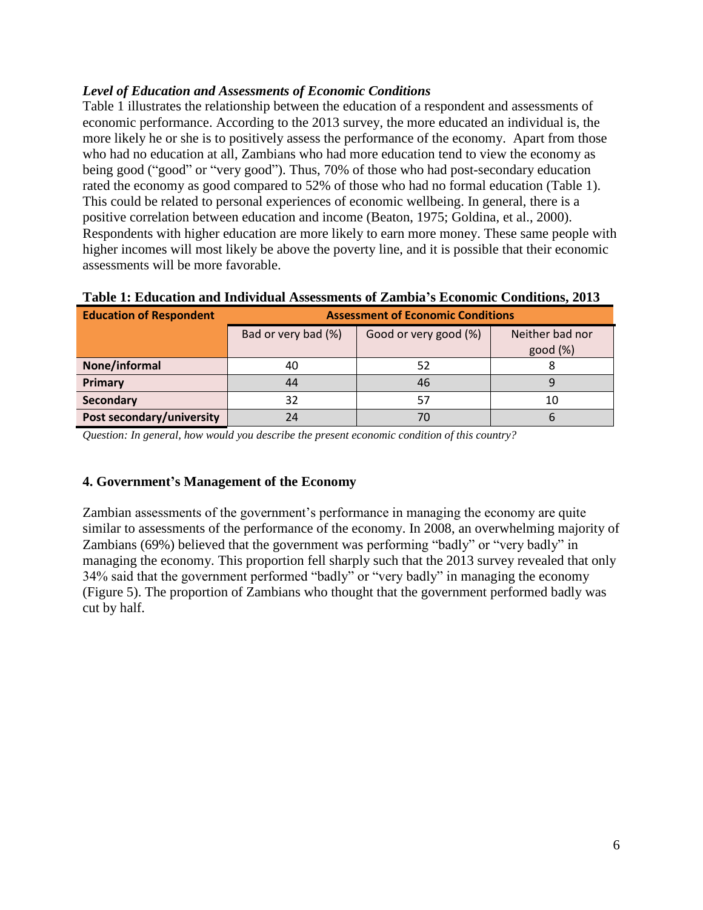### *Level of Education and Assessments of Economic Conditions*

Table 1 illustrates the relationship between the education of a respondent and assessments of economic performance. According to the 2013 survey, the more educated an individual is, the more likely he or she is to positively assess the performance of the economy. Apart from those who had no education at all, Zambians who had more education tend to view the economy as being good ("good" or "very good"). Thus, 70% of those who had post-secondary education rated the economy as good compared to 52% of those who had no formal education (Table 1). This could be related to personal experiences of economic wellbeing. In general, there is a positive correlation between education and income (Beaton, 1975; Goldina, et al., 2000). Respondents with higher education are more likely to earn more money. These same people with higher incomes will most likely be above the poverty line, and it is possible that their economic assessments will be more favorable.

**Table 1: Education and Individual Assessments of Zambia's Economic Conditions, 2013**

| Education of Respondent | Assessment of Economic Conditions | | |
|---|---|---|---|
| | Bad or very bad (%) | Good or very good (%) | Neither bad nor good (%) |
| **None/informal** | 40 | 52 | 8 |
| **Primary** | 44 | 46 | 9 |
| **Secondary** | 32 | 57 | 10 |
| **Post secondary/university** | 24 | 70 | 6 |

*Question: In general, how would you describe the present economic condition of this country?*

## 4. Government's Management of the Economy

Zambian assessments of the government's performance in managing the economy are quite similar to assessments of the performance of the economy. In 2008, an overwhelming majority of Zambians (69%) believed that the government was performing "badly" or "very badly" in managing the economy. This proportion fell sharply such that the 2013 survey revealed that only 34% said that the government performed "badly" or "very badly" in managing the economy (Figure 5). The proportion of Zambians who thought that the government performed badly was cut by half.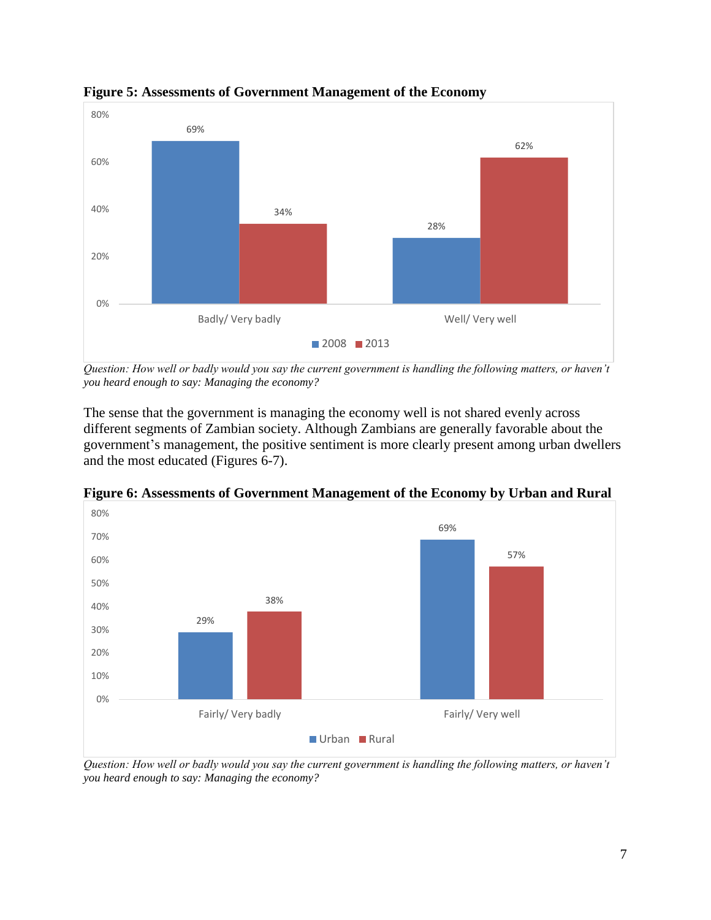**Figure 5: Assessments of Government Management of the Economy**

| | 2008 | 2013 |
|---|---|---|
| Badly/ Very badly | 69% | 34% |
| Well/ Very well | 28% | 62% |

*Question: How well or badly would you say the current government is handling the following matters, or haven't you heard enough to say: Managing the economy?*

The sense that the government is managing the economy well is not shared evenly across different segments of Zambian society. Although Zambians are generally favorable about the government's management, the positive sentiment is more clearly present among urban dwellers and the most educated (Figures 6-7).

**Figure 6: Assessments of Government Management of the Economy by Urban and Rural**

| | Urban | Rural |
|---|---|---|
| Fairly/ Very badly | 29% | 38% |
| Fairly/ Very well | 69% | 57% |

*Question: How well or badly would you say the current government is handling the following matters, or haven't you heard enough to say: Managing the economy?*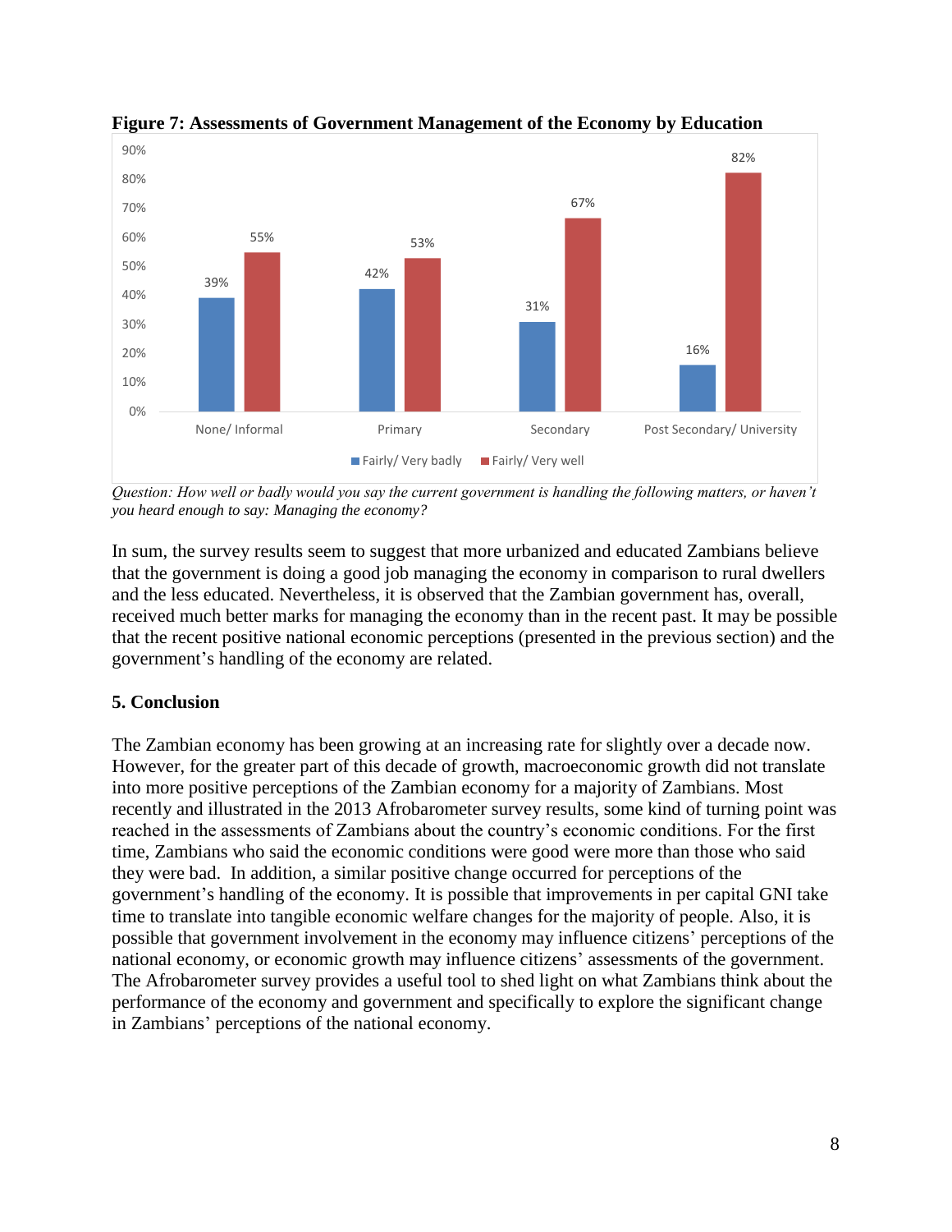**Figure 7: Assessments of Government Management of the Economy by Education**

| | Fairly/ Very badly | Fairly/ Very well |
|---|---|---|
| None/ Informal | 39% | 55% |
| Primary | 42% | 53% |
| Secondary | 31% | 67% |
| Post Secondary/ University | 16% | 82% |

*Question: How well or badly would you say the current government is handling the following matters, or haven't you heard enough to say: Managing the economy?*

In sum, the survey results seem to suggest that more urbanized and educated Zambians believe that the government is doing a good job managing the economy in comparison to rural dwellers and the less educated. Nevertheless, it is observed that the Zambian government has, overall, received much better marks for managing the economy than in the recent past. It may be possible that the recent positive national economic perceptions (presented in the previous section) and the government's handling of the economy are related.

## 5. Conclusion

The Zambian economy has been growing at an increasing rate for slightly over a decade now. However, for the greater part of this decade of growth, macroeconomic growth did not translate into more positive perceptions of the Zambian economy for a majority of Zambians. Most recently and illustrated in the 2013 Afrobarometer survey results, some kind of turning point was reached in the assessments of Zambians about the country's economic conditions. For the first time, Zambians who said the economic conditions were good were more than those who said they were bad. In addition, a similar positive change occurred for perceptions of the government's handling of the economy. It is possible that improvements in per capital GNI take time to translate into tangible economic welfare changes for the majority of people. Also, it is possible that government involvement in the economy may influence citizens' perceptions of the national economy, or economic growth may influence citizens' assessments of the government. The Afrobarometer survey provides a useful tool to shed light on what Zambians think about the performance of the economy and government and specifically to explore the significant change in Zambians' perceptions of the national economy.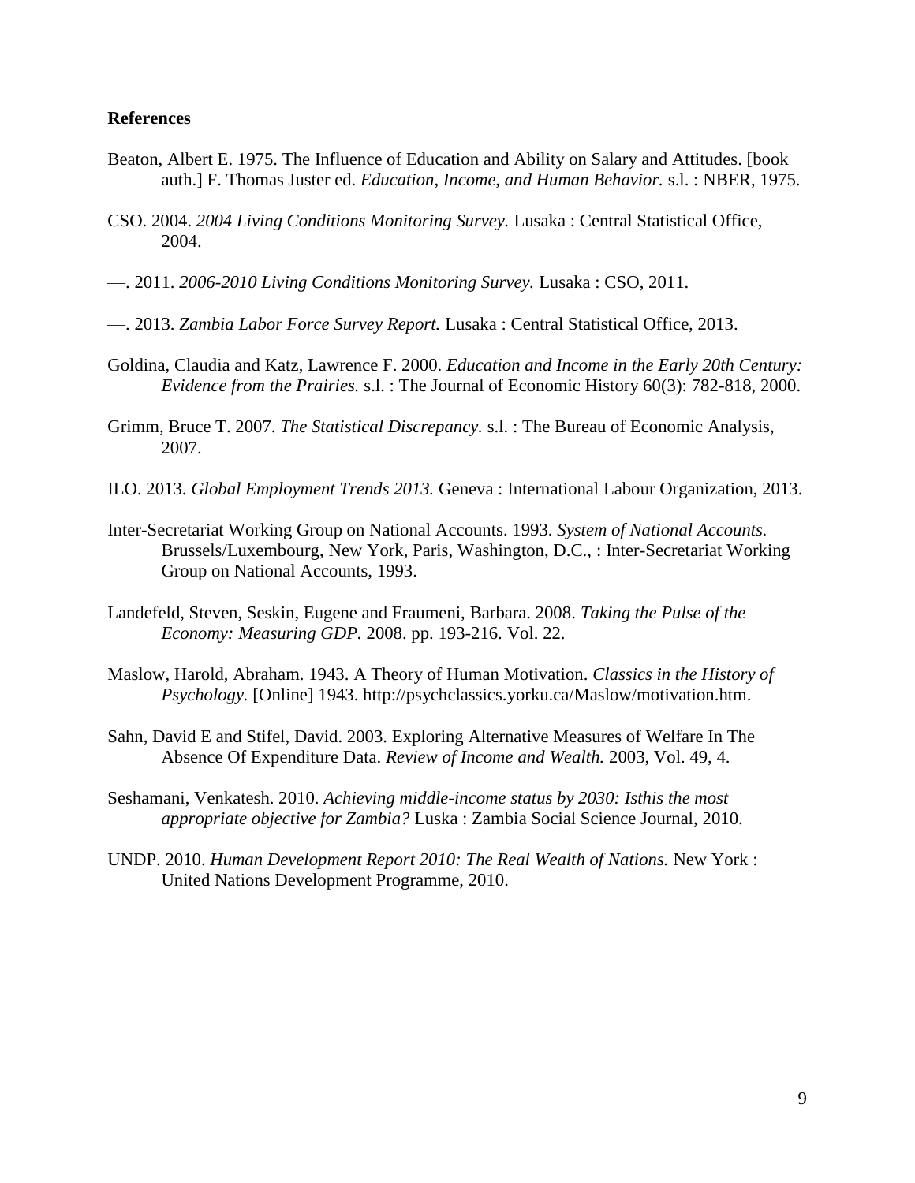# References

Beaton, Albert E. 1975. The Influence of Education and Ability on Salary and Attitudes. [book auth.] F. Thomas Juster ed. *Education, Income, and Human Behavior.* s.l. : NBER, 1975.

CSO. 2004. *2004 Living Conditions Monitoring Survey.* Lusaka : Central Statistical Office, 2004.

—. 2011. *2006-2010 Living Conditions Monitoring Survey.* Lusaka : CSO, 2011.

—. 2013. *Zambia Labor Force Survey Report.* Lusaka : Central Statistical Office, 2013.

Goldina, Claudia and Katz, Lawrence F. 2000. *Education and Income in the Early 20th Century: Evidence from the Prairies.* s.l. : The Journal of Economic History 60(3): 782-818, 2000.

Grimm, Bruce T. 2007. *The Statistical Discrepancy.* s.l. : The Bureau of Economic Analysis, 2007.

ILO. 2013. *Global Employment Trends 2013.* Geneva : International Labour Organization, 2013.

Inter-Secretariat Working Group on National Accounts. 1993. *System of National Accounts.* Brussels/Luxembourg, New York, Paris, Washington, D.C., : Inter-Secretariat Working Group on National Accounts, 1993.

Landefeld, Steven, Seskin, Eugene and Fraumeni, Barbara. 2008. *Taking the Pulse of the Economy: Measuring GDP.* 2008. pp. 193-216. Vol. 22.

Maslow, Harold, Abraham. 1943. A Theory of Human Motivation. *Classics in the History of Psychology.* [Online] 1943. http://psychclassics.yorku.ca/Maslow/motivation.htm.

Sahn, David E and Stifel, David. 2003. Exploring Alternative Measures of Welfare In The Absence Of Expenditure Data. *Review of Income and Wealth.* 2003, Vol. 49, 4.

Seshamani, Venkatesh. 2010. *Achieving middle-income status by 2030: Isthis the most appropriate objective for Zambia?* Luska : Zambia Social Science Journal, 2010.

UNDP. 2010. *Human Development Report 2010: The Real Wealth of Nations.* New York : United Nations Development Programme, 2010.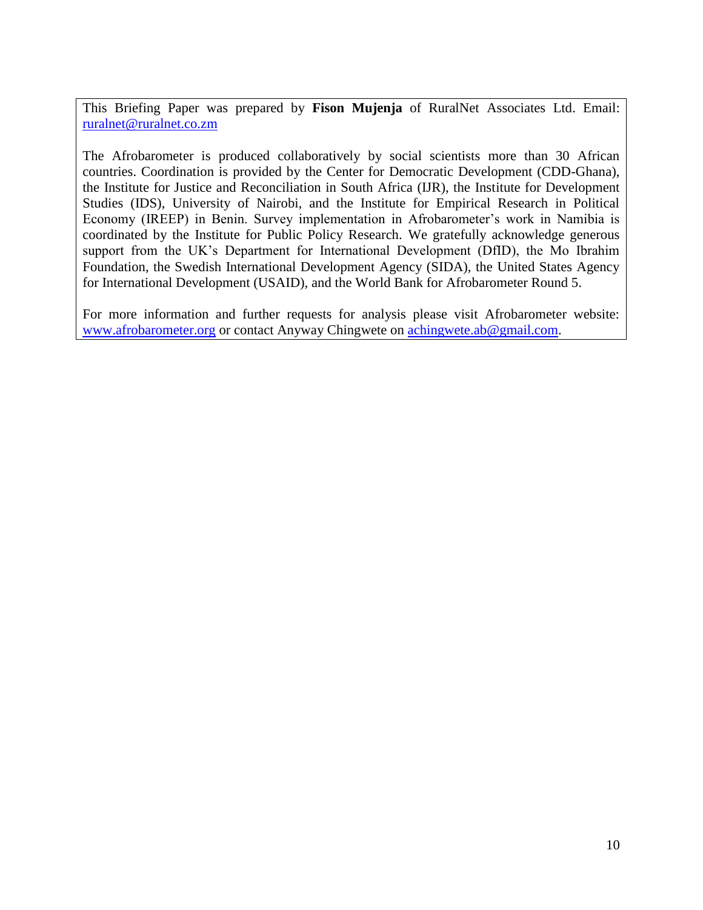This Briefing Paper was prepared by **Fison Mujenja** of RuralNet Associates Ltd. Email: ruralnet@ruralnet.co.zm

The Afrobarometer is produced collaboratively by social scientists more than 30 African countries. Coordination is provided by the Center for Democratic Development (CDD-Ghana), the Institute for Justice and Reconciliation in South Africa (IJR), the Institute for Development Studies (IDS), University of Nairobi, and the Institute for Empirical Research in Political Economy (IREEP) in Benin. Survey implementation in Afrobarometer's work in Namibia is coordinated by the Institute for Public Policy Research. We gratefully acknowledge generous support from the UK's Department for International Development (DfID), the Mo Ibrahim Foundation, the Swedish International Development Agency (SIDA), the United States Agency for International Development (USAID), and the World Bank for Afrobarometer Round 5.

For more information and further requests for analysis please visit Afrobarometer website: www.afrobarometer.org or contact Anyway Chingwete on achingwete.ab@gmail.com.